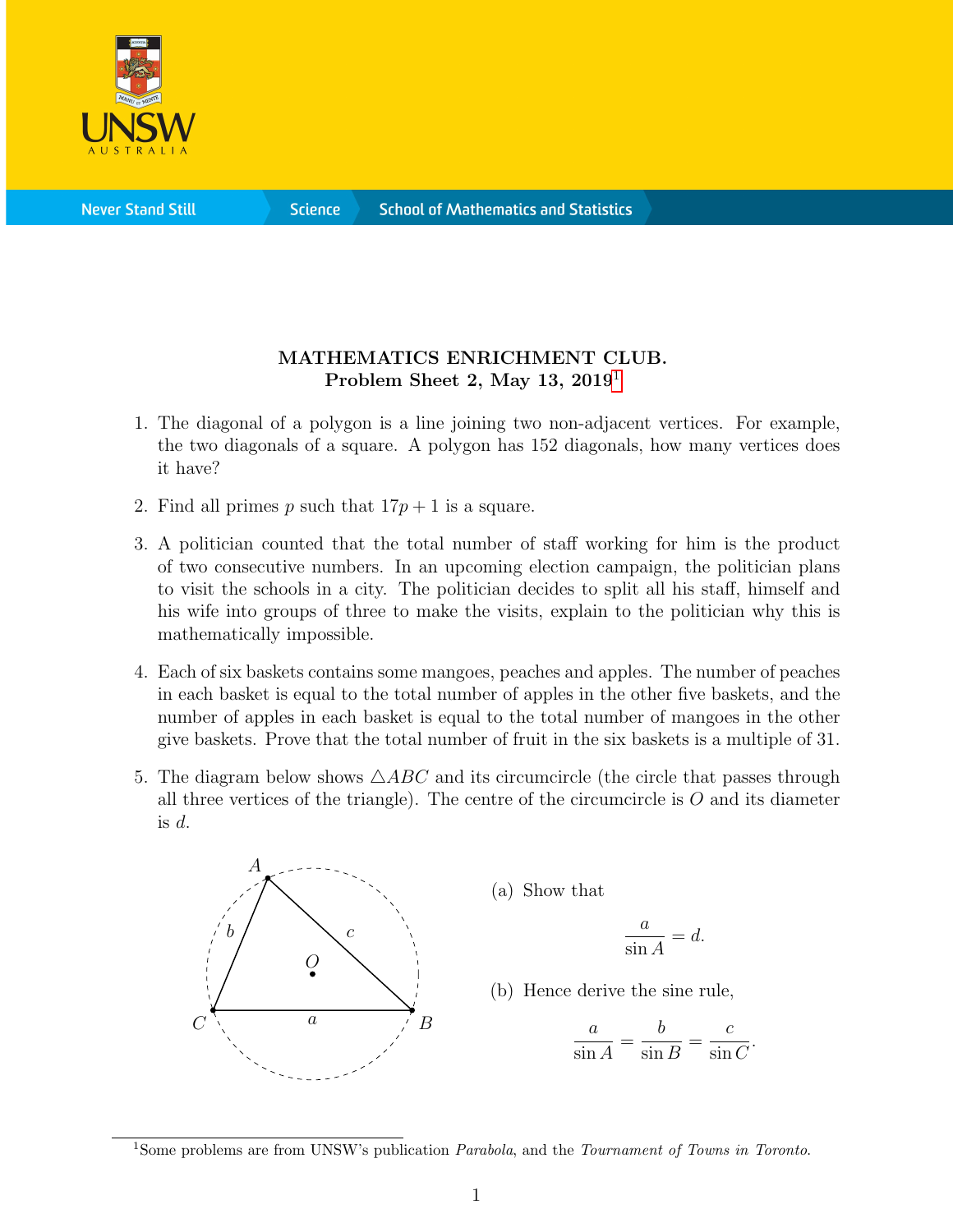**MATHEMATICS ENRICHMENT CLUB.**
**Problem Sheet 2, May 13, 2019**[1]

1. The diagonal of a polygon is a line joining two non-adjacent vertices. For example, the two diagonals of a square. A polygon has 152 diagonals, how many vertices does it have?

2. Find all primes $p$ such that $17p + 1$ is a square.

3. A politician counted that the total number of staff working for him is the product of two consecutive numbers. In an upcoming election campaign, the politician plans to visit the schools in a city. The politician decides to split all his staff, himself and his wife into groups of three to make the visits, explain to the politician why this is mathematically impossible.

4. Each of six baskets contains some mangoes, peaches and apples. The number of peaches in each basket is equal to the total number of apples in the other five baskets, and the number of apples in each basket is equal to the total number of mangoes in the other give baskets. Prove that the total number of fruit in the six baskets is a multiple of 31.

5. The diagram below shows $\triangle ABC$ and its circumcircle (the circle that passes through all three vertices of the triangle). The centre of the circumcircle is $O$ and its diameter is $d$.

   (a) Show that
   $$\frac{a}{\sin A} = d.$$

   (b) Hence derive the sine rule,
   $$\frac{a}{\sin A} = \frac{b}{\sin B} = \frac{c}{\sin C}.$$

[1] Some problems are from UNSW's publication *Parabola*, and the *Tournament of Towns in Toronto*.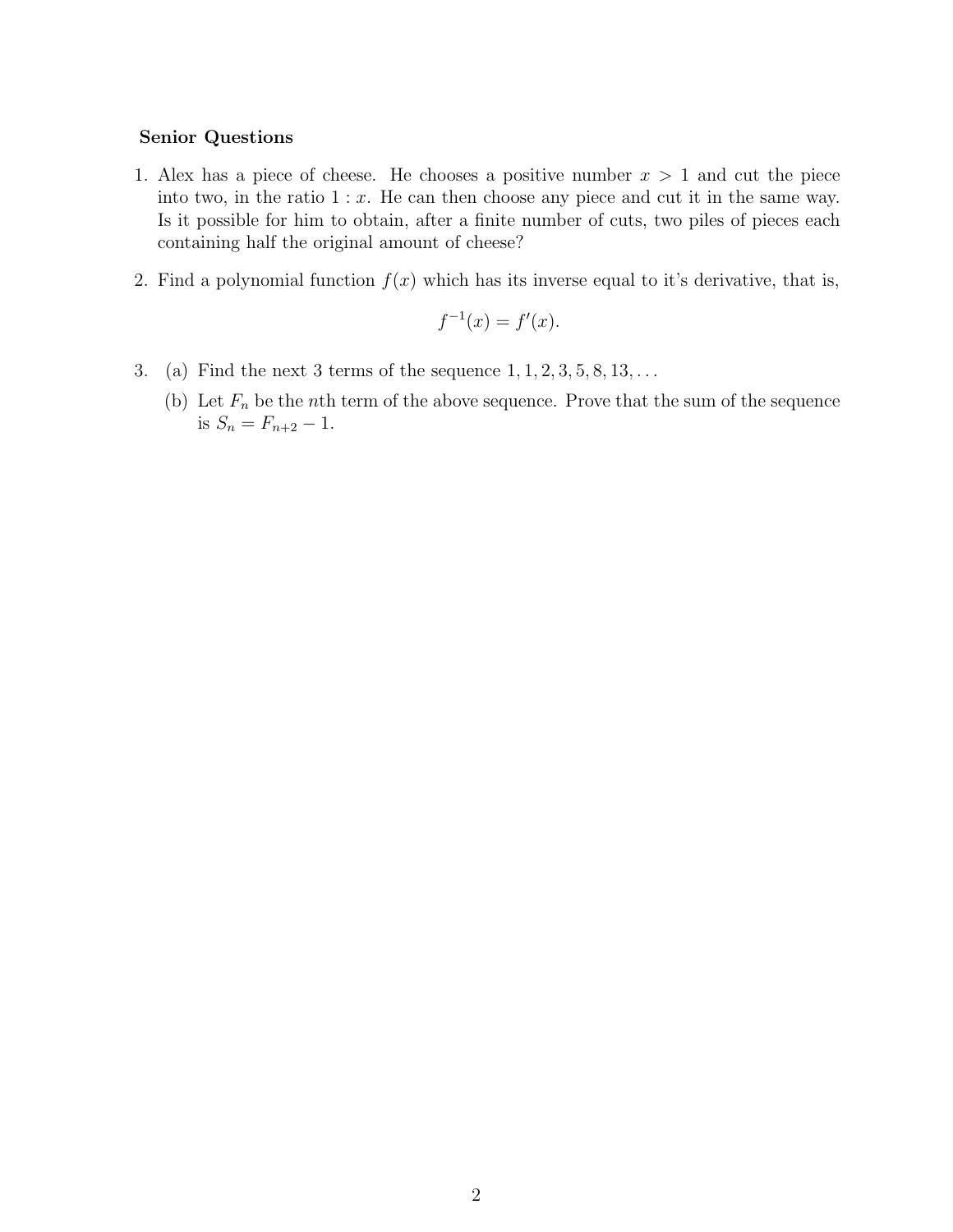**Senior Questions**

1. Alex has a piece of cheese. He chooses a positive number $x > 1$ and cut the piece into two, in the ratio $1 : x$. He can then choose any piece and cut it in the same way. Is it possible for him to obtain, after a finite number of cuts, two piles of pieces each containing half the original amount of cheese?

2. Find a polynomial function $f(x)$ which has its inverse equal to it's derivative, that is,

$$f^{-1}(x) = f'(x).$$

3. (a) Find the next 3 terms of the sequence $1, 1, 2, 3, 5, 8, 13, \ldots$

   (b) Let $F_n$ be the $n$th term of the above sequence. Prove that the sum of the sequence is $S_n = F_{n+2} - 1$.